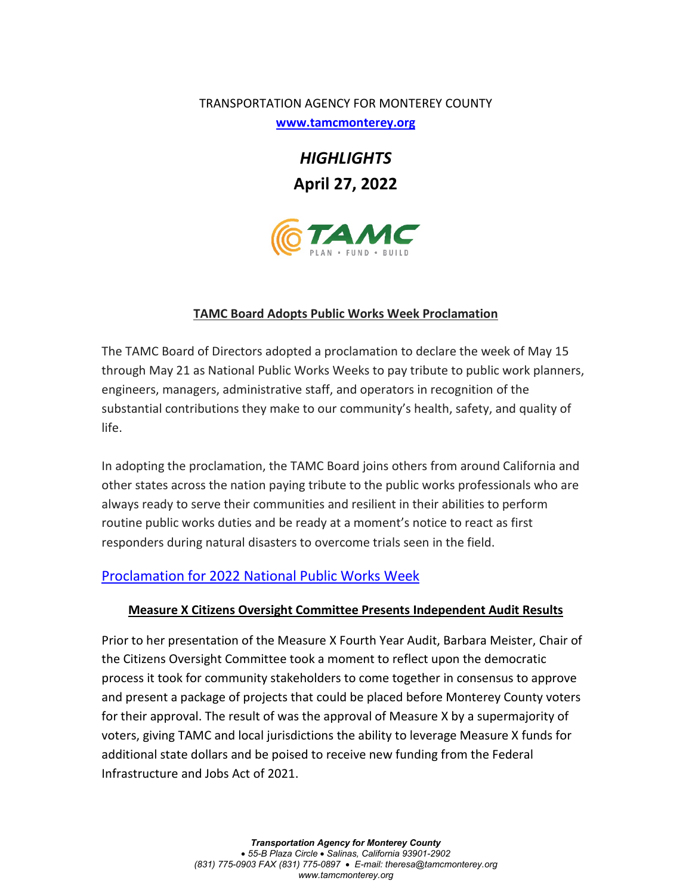TRANSPORTATION AGENCY FOR MONTEREY COUNTY

**[www.tamcmonterey.org](http://www.tamcmonterey.org)**

# *HIGHLIGHTS*

## April 27, 2022

TAMC
PLAN • FUND • BUILD

### TAMC Board Adopts Public Works Week Proclamation

The TAMC Board of Directors adopted a proclamation to declare the week of May 15 through May 21 as National Public Works Weeks to pay tribute to public work planners, engineers, managers, administrative staff, and operators in recognition of the substantial contributions they make to our community's health, safety, and quality of life.

In adopting the proclamation, the TAMC Board joins others from around California and other states across the nation paying tribute to the public works professionals who are always ready to serve their communities and resilient in their abilities to perform routine public works duties and be ready at a moment's notice to react as first responders during natural disasters to overcome trials seen in the field.

Proclamation for 2022 National Public Works Week

### Measure X Citizens Oversight Committee Presents Independent Audit Results

Prior to her presentation of the Measure X Fourth Year Audit, Barbara Meister, Chair of the Citizens Oversight Committee took a moment to reflect upon the democratic process it took for community stakeholders to come together in consensus to approve and present a package of projects that could be placed before Monterey County voters for their approval. The result of was the approval of Measure X by a supermajority of voters, giving TAMC and local jurisdictions the ability to leverage Measure X funds for additional state dollars and be poised to receive new funding from the Federal Infrastructure and Jobs Act of 2021.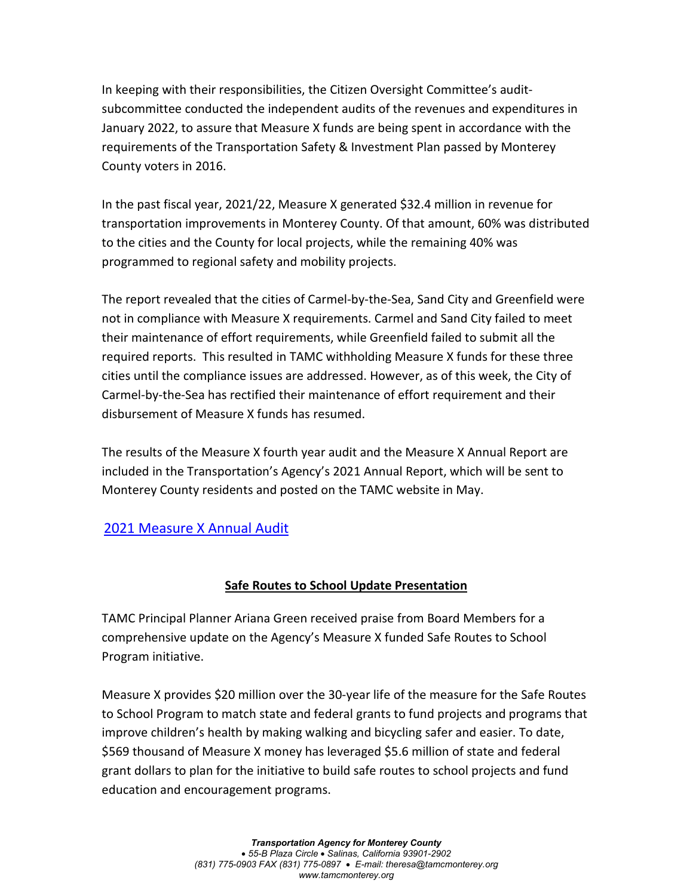In keeping with their responsibilities, the Citizen Oversight Committee's audit-subcommittee conducted the independent audits of the revenues and expenditures in January 2022, to assure that Measure X funds are being spent in accordance with the requirements of the Transportation Safety & Investment Plan passed by Monterey County voters in 2016.

In the past fiscal year, 2021/22, Measure X generated $32.4 million in revenue for transportation improvements in Monterey County. Of that amount, 60% was distributed to the cities and the County for local projects, while the remaining 40% was programmed to regional safety and mobility projects.

The report revealed that the cities of Carmel-by-the-Sea, Sand City and Greenfield were not in compliance with Measure X requirements. Carmel and Sand City failed to meet their maintenance of effort requirements, while Greenfield failed to submit all the required reports. This resulted in TAMC withholding Measure X funds for these three cities until the compliance issues are addressed. However, as of this week, the City of Carmel-by-the-Sea has rectified their maintenance of effort requirement and their disbursement of Measure X funds has resumed.

The results of the Measure X fourth year audit and the Measure X Annual Report are included in the Transportation's Agency's 2021 Annual Report, which will be sent to Monterey County residents and posted on the TAMC website in May.

[2021 Measure X Annual Audit]

## Safe Routes to School Update Presentation

TAMC Principal Planner Ariana Green received praise from Board Members for a comprehensive update on the Agency's Measure X funded Safe Routes to School Program initiative.

Measure X provides $20 million over the 30-year life of the measure for the Safe Routes to School Program to match state and federal grants to fund projects and programs that improve children's health by making walking and bicycling safer and easier. To date, $569 thousand of Measure X money has leveraged $5.6 million of state and federal grant dollars to plan for the initiative to build safe routes to school projects and fund education and encouragement programs.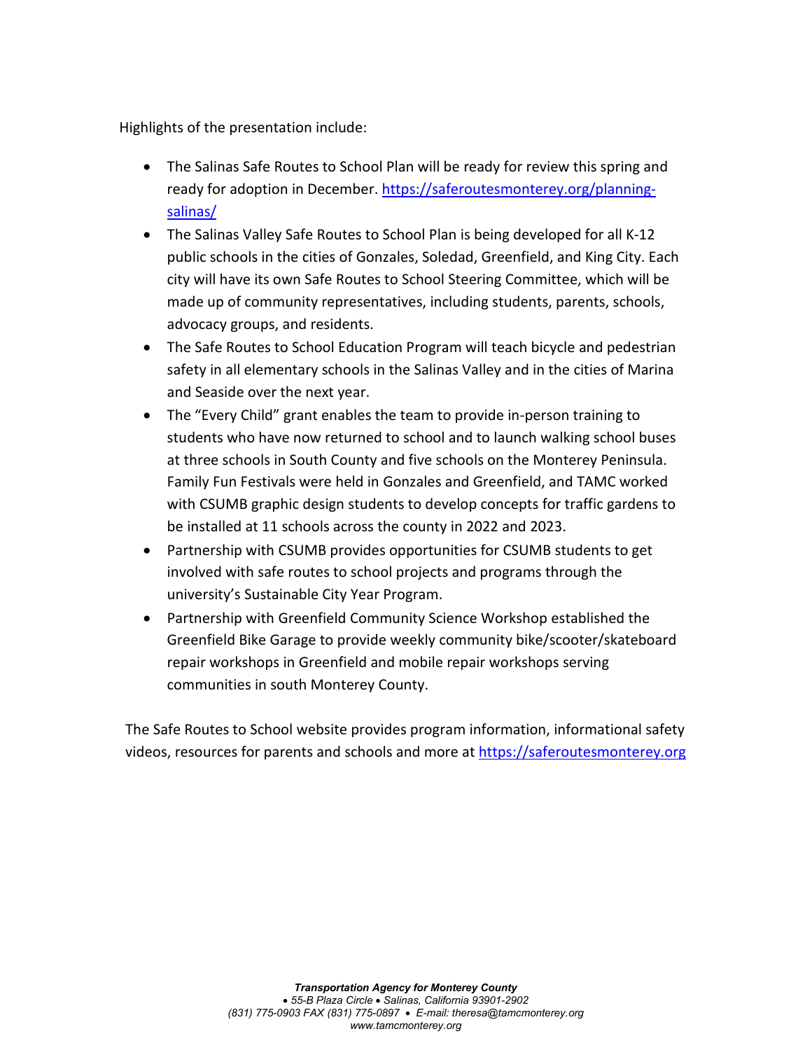Highlights of the presentation include:

- The Salinas Safe Routes to School Plan will be ready for review this spring and ready for adoption in December. https://saferoutesmonterey.org/planning-salinas/
- The Salinas Valley Safe Routes to School Plan is being developed for all K-12 public schools in the cities of Gonzales, Soledad, Greenfield, and King City. Each city will have its own Safe Routes to School Steering Committee, which will be made up of community representatives, including students, parents, schools, advocacy groups, and residents.
- The Safe Routes to School Education Program will teach bicycle and pedestrian safety in all elementary schools in the Salinas Valley and in the cities of Marina and Seaside over the next year.
- The "Every Child" grant enables the team to provide in-person training to students who have now returned to school and to launch walking school buses at three schools in South County and five schools on the Monterey Peninsula. Family Fun Festivals were held in Gonzales and Greenfield, and TAMC worked with CSUMB graphic design students to develop concepts for traffic gardens to be installed at 11 schools across the county in 2022 and 2023.
- Partnership with CSUMB provides opportunities for CSUMB students to get involved with safe routes to school projects and programs through the university's Sustainable City Year Program.
- Partnership with Greenfield Community Science Workshop established the Greenfield Bike Garage to provide weekly community bike/scooter/skateboard repair workshops in Greenfield and mobile repair workshops serving communities in south Monterey County.

The Safe Routes to School website provides program information, informational safety videos, resources for parents and schools and more at https://saferoutesmonterey.org